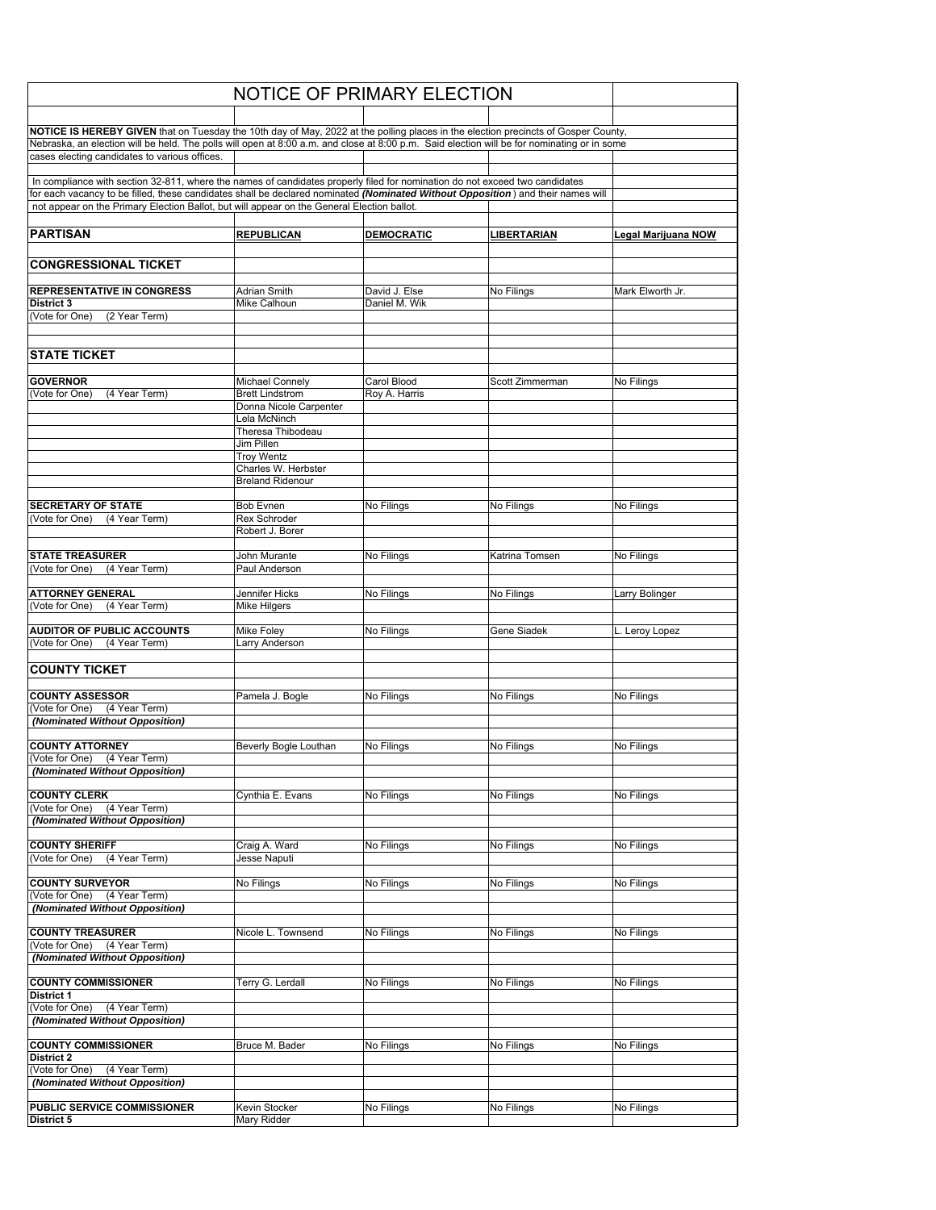# NOTICE OF PRIMARY ELECTION

**NOTICE IS HEREBY GIVEN** that on Tuesday the 10th day of May, 2022 at the polling places in the election precincts of Gosper County, Nebraska, an election will be held. The polls will open at 8:00 a.m. and close at 8:00 p.m. Said election will be for nominating or in some cases electing candidates to various offices.

In compliance with section 32-811, where the names of candidates properly filed for nomination do not exceed two candidates for each vacancy to be filled, these candidates shall be declared nominated ***(Nominated Without Opposition)*** and their names will not appear on the Primary Election Ballot, but will appear on the General Election ballot.

| **PARTISAN** | **REPUBLICAN** | **DEMOCRATIC** | **LIBERTARIAN** | **Legal Marijuana NOW** |
|---|---|---|---|---|
| **CONGRESSIONAL TICKET** | | | | |
| **REPRESENTATIVE IN CONGRESS** | Adrian Smith | David J. Else | No Filings | Mark Elworth Jr. |
| **District 3** | Mike Calhoun | Daniel M. Wik | | |
| (Vote for One) (2 Year Term) | | | | |
| **STATE TICKET** | | | | |
| **GOVERNOR** | Michael Connely | Carol Blood | Scott Zimmerman | No Filings |
| (Vote for One) (4 Year Term) | Brett Lindstrom | Roy A. Harris | | |
| | Donna Nicole Carpenter | | | |
| | Lela McNinch | | | |
| | Theresa Thibodeau | | | |
| | Jim Pillen | | | |
| | Troy Wentz | | | |
| | Charles W. Herbster | | | |
| | Breland Ridenour | | | |
| **SECRETARY OF STATE** | Bob Evnen | No Filings | No Filings | No Filings |
| (Vote for One) (4 Year Term) | Rex Schroder | | | |
| | Robert J. Borer | | | |
| **STATE TREASURER** | John Murante | No Filings | Katrina Tomsen | No Filings |
| (Vote for One) (4 Year Term) | Paul Anderson | | | |
| **ATTORNEY GENERAL** | Jennifer Hicks | No Filings | No Filings | Larry Bolinger |
| (Vote for One) (4 Year Term) | Mike Hilgers | | | |
| **AUDITOR OF PUBLIC ACCOUNTS** | Mike Foley | No Filings | Gene Siadek | L. Leroy Lopez |
| (Vote for One) (4 Year Term) | Larry Anderson | | | |
| **COUNTY TICKET** | | | | |
| **COUNTY ASSESSOR** | Pamela J. Bogle | No Filings | No Filings | No Filings |
| (Vote for One) (4 Year Term) | | | | |
| ***(Nominated Without Opposition)*** | | | | |
| **COUNTY ATTORNEY** | Beverly Bogle Louthan | No Filings | No Filings | No Filings |
| (Vote for One) (4 Year Term) | | | | |
| ***(Nominated Without Opposition)*** | | | | |
| **COUNTY CLERK** | Cynthia E. Evans | No Filings | No Filings | No Filings |
| (Vote for One) (4 Year Term) | | | | |
| ***(Nominated Without Opposition)*** | | | | |
| **COUNTY SHERIFF** | Craig A. Ward | No Filings | No Filings | No Filings |
| (Vote for One) (4 Year Term) | Jesse Naputi | | | |
| **COUNTY SURVEYOR** | No Filings | No Filings | No Filings | No Filings |
| (Vote for One) (4 Year Term) | | | | |
| ***(Nominated Without Opposition)*** | | | | |
| **COUNTY TREASURER** | Nicole L. Townsend | No Filings | No Filings | No Filings |
| (Vote for One) (4 Year Term) | | | | |
| ***(Nominated Without Opposition)*** | | | | |
| **COUNTY COMMISSIONER** | Terry G. Lerdall | No Filings | No Filings | No Filings |
| **District 1** | | | | |
| (Vote for One) (4 Year Term) | | | | |
| ***(Nominated Without Opposition)*** | | | | |
| **COUNTY COMMISSIONER** | Bruce M. Bader | No Filings | No Filings | No Filings |
| **District 2** | | | | |
| (Vote for One) (4 Year Term) | | | | |
| ***(Nominated Without Opposition)*** | | | | |
| **PUBLIC SERVICE COMMISSIONER** | Kevin Stocker | No Filings | No Filings | No Filings |
| **District 5** | Mary Ridder | | | |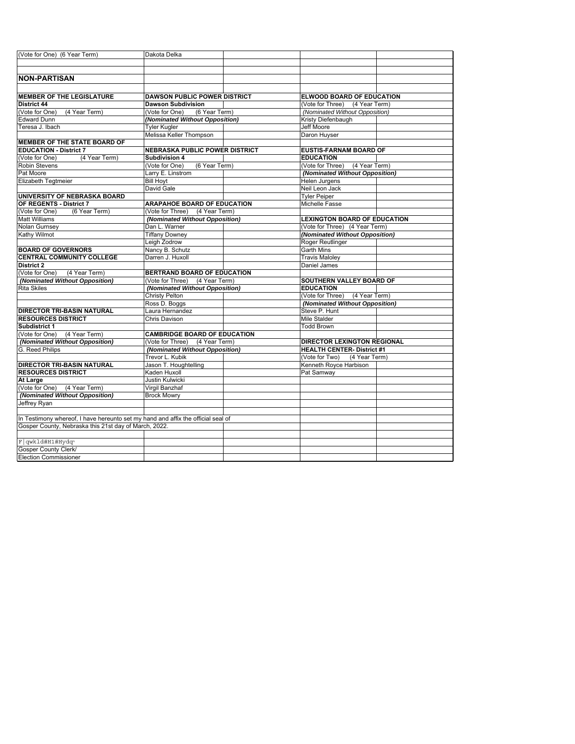| | | | | |
|---|---|---|---|---|
| (Vote for One) (6 Year Term) | Dakota Delka | | | |
| | | | | |
| | | | | |
| **NON-PARTISAN** | | | | |
| | | | | |
| **MEMBER OF THE LEGISLATURE** | **DAWSON PUBLIC POWER DISTRICT** | | **ELWOOD BOARD OF EDUCATION** | |
| **District 44** | **Dawson Subdivision** | | (Vote for Three) (4 Year Term) | |
| (Vote for One) (4 Year Term) | (Vote for One) (6 Year Term) | | *(Nominated Without Opposition)* | |
| Edward Dunn | ***(Nominated Without Opposition)*** | | Kristy Diefenbaugh | |
| Teresa J. Ibach | Tyler Kugler | | Jeff Moore | |
| | Melissa Keller Thompson | | Daron Huyser | |
| **MEMBER OF THE STATE BOARD OF** | | | | |
| **EDUCATION - District 7** | **NEBRASKA PUBLIC POWER DISTRICT** | | **EUSTIS-FARNAM BOARD OF** | |
| (Vote for One) (4 Year Term) | **Subdivision 4** | | **EDUCATION** | |
| Robin Stevens | (Vote for One) (6 Year Term) | | (Vote for Three) (4 Year Term) | |
| Pat Moore | Larry E. Linstrom | | ***(Nominated Without Opposition)*** | |
| Elizabeth Tegtmeier | Bill Hoyt | | Helen Jurgens | |
| | David Gale | | Neil Leon Jack | |
| **UNIVERSITY OF NEBRASKA BOARD** | | | Tyler Peiper | |
| **OF REGENTS - District 7** | **ARAPAHOE BOARD OF EDUCATION** | | Michelle Fasse | |
| (Vote for One) (6 Year Term) | (Vote for Three) (4 Year Term) | | | |
| Matt Williams | ***(Nominated Without Opposition)*** | | **LEXINGTON BOARD OF EDUCATION** | |
| Nolan Gurnsey | Dan L. Warner | | (Vote for Three) (4 Year Term) | |
| Kathy Wilmot | Tiffany Downey | | ***(Nominated Without Opposition)*** | |
| | Leigh Zodrow | | Roger Reutlinger | |
| **BOARD OF GOVERNORS** | Nancy B. Schutz | | Garth Mins | |
| **CENTRAL COMMUNITY COLLEGE** | Darren J. Huxoll | | Travis Maloley | |
| **District 2** | | | Daniel James | |
| (Vote for One) (4 Year Term) | **BERTRAND BOARD OF EDUCATION** | | | |
| ***(Nominated Without Opposition)*** | (Vote for Three) (4 Year Term) | | **SOUTHERN VALLEY BOARD OF** | |
| Rita Skiles | ***(Nominated Without Opposition)*** | | **EDUCATION** | |
| | Christy Pelton | | (Vote for Three) (4 Year Term) | |
| | Ross D. Boggs | | ***(Nominated Without Opposition)*** | |
| **DIRECTOR TRI-BASIN NATURAL** | Laura Hernandez | | Steve P. Hunt | |
| **RESOURCES DISTRICT** | Chris Davison | | Mile Stalder | |
| **Subdistrict 1** | | | Todd Brown | |
| (Vote for One) (4 Year Term) | **CAMBRIDGE BOARD OF EDUCATION** | | | |
| ***(Nominated Without Opposition)*** | (Vote for Three) (4 Year Term) | | **DIRECTOR LEXINGTON REGIONAL** | |
| G. Reed Philips | ***(Nominated Without Opposition)*** | | **HEALTH CENTER- District #1** | |
| | Trevor L. Kubik | | (Vote for Two) (4 Year Term) | |
| **DIRECTOR TRI-BASIN NATURAL** | Jason T. Houghtelling | | Kenneth Royce Harbison | |
| **RESOURCES DISTRICT** | Kaden Huxoll | | Pat Samway | |
| **At Large** | Justin Kulwicki | | | |
| (Vote for One) (4 Year Term) | Virgil Banzhaf | | | |
| ***(Nominated Without Opposition)*** | Brock Mowry | | | |
| Jeffrey Ryan | | | | |
| | | | | |
| In Testimony whereof, I have hereunto set my hand and affix the official seal of | | | | |
| Gosper County, Nebraska this 21st day of March, 2022. | | | | |
| | | | | |
| F|qwkld#H1#Hydq | | | | |
| Gosper County Clerk/ | | | | |
| Election Commissioner | | | | |